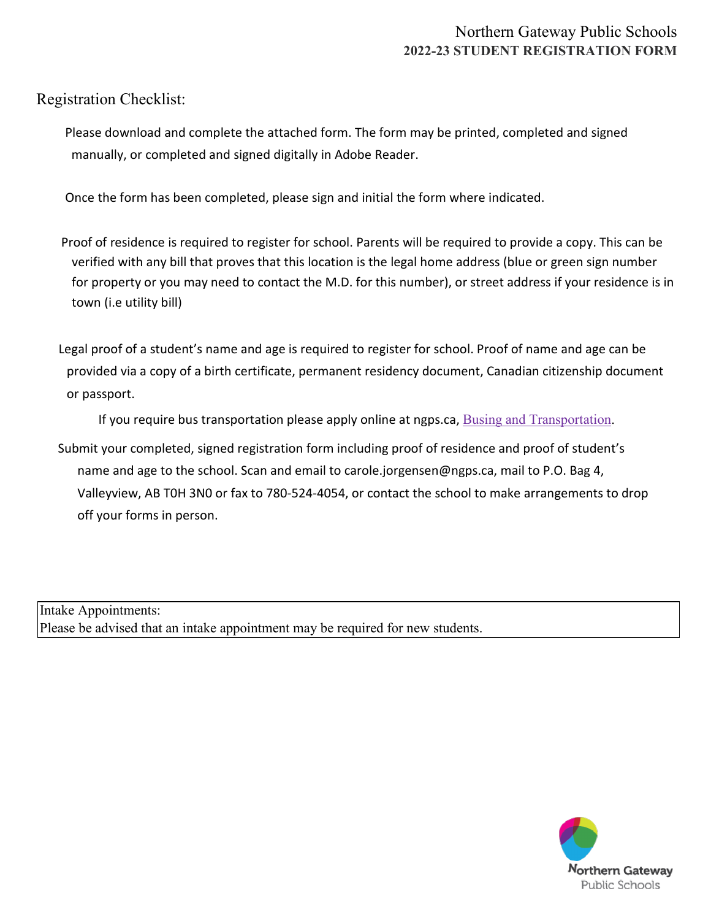# Northern Gateway Public Schools

## 2022-23 STUDENT REGISTRATION FORM

### Registration Checklist:

Please download and complete the attached form. The form may be printed, completed and signed manually, or completed and signed digitally in Adobe Reader.

Once the form has been completed, please sign and initial the form where indicated.

Proof of residence is required to register for school. Parents will be required to provide a copy. This can be verified with any bill that proves that this location is the legal home address (blue or green sign number for property or you may need to contact the M.D. for this number), or street address if your residence is in town (i.e utility bill)

Legal proof of a student's name and age is required to register for school. Proof of name and age can be provided via a copy of a birth certificate, permanent residency document, Canadian citizenship document or passport.

If you require bus transportation please apply online at ngps.ca, Busing and Transportation.

Submit your completed, signed registration form including proof of residence and proof of student's name and age to the school. Scan and email to carole.jorgensen@ngps.ca, mail to P.O. Bag 4, Valleyview, AB T0H 3N0 or fax to 780-524-4054, or contact the school to make arrangements to drop off your forms in person.

| Intake Appointments: |
| --- |
| Please be advised that an intake appointment may be required for new students. |

Northern Gateway Public Schools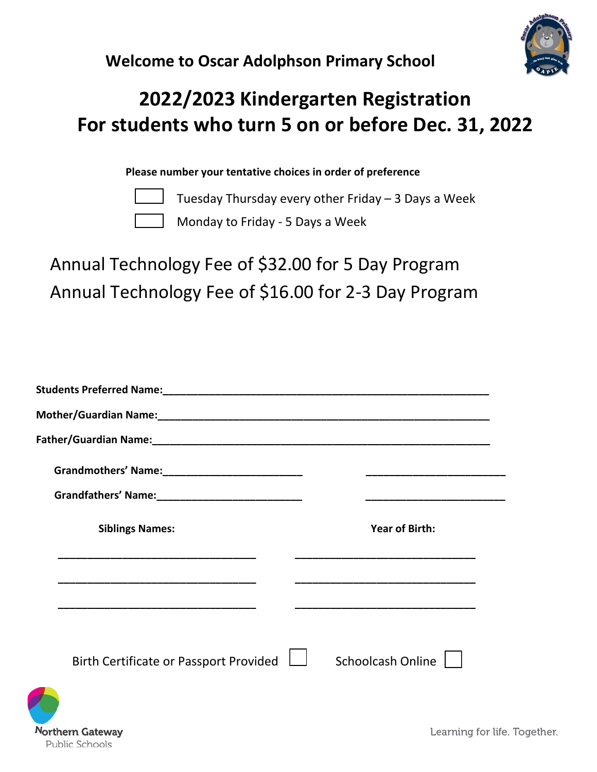### Welcome to Oscar Adolphson Primary School

## 2022/2023 Kindergarten Registration
## For students who turn 5 on or before Dec. 31, 2022

**Please number your tentative choices in order of preference**

☐ Tuesday Thursday every other Friday – 3 Days a Week

☐ Monday to Friday - 5 Days a Week

Annual Technology Fee of $32.00 for 5 Day Program

Annual Technology Fee of $16.00 for 2-3 Day Program

**Students Preferred Name:**______________________________________________________________

**Mother/Guardian Name:**______________________________________________________________

**Father/Guardian Name:**______________________________________________________________

**Grandmothers' Name:**_________________________ _________________________

**Grandfathers' Name:**_________________________ _________________________

| **Siblings Names:** | **Year of Birth:** |
|---|---|
| ______________________________ | ______________________________ |
| ______________________________ | ______________________________ |
| ______________________________ | ______________________________ |

Birth Certificate or Passport Provided ☐ Schoolcash Online ☐

Northern Gateway Public Schools

Learning for life. Together.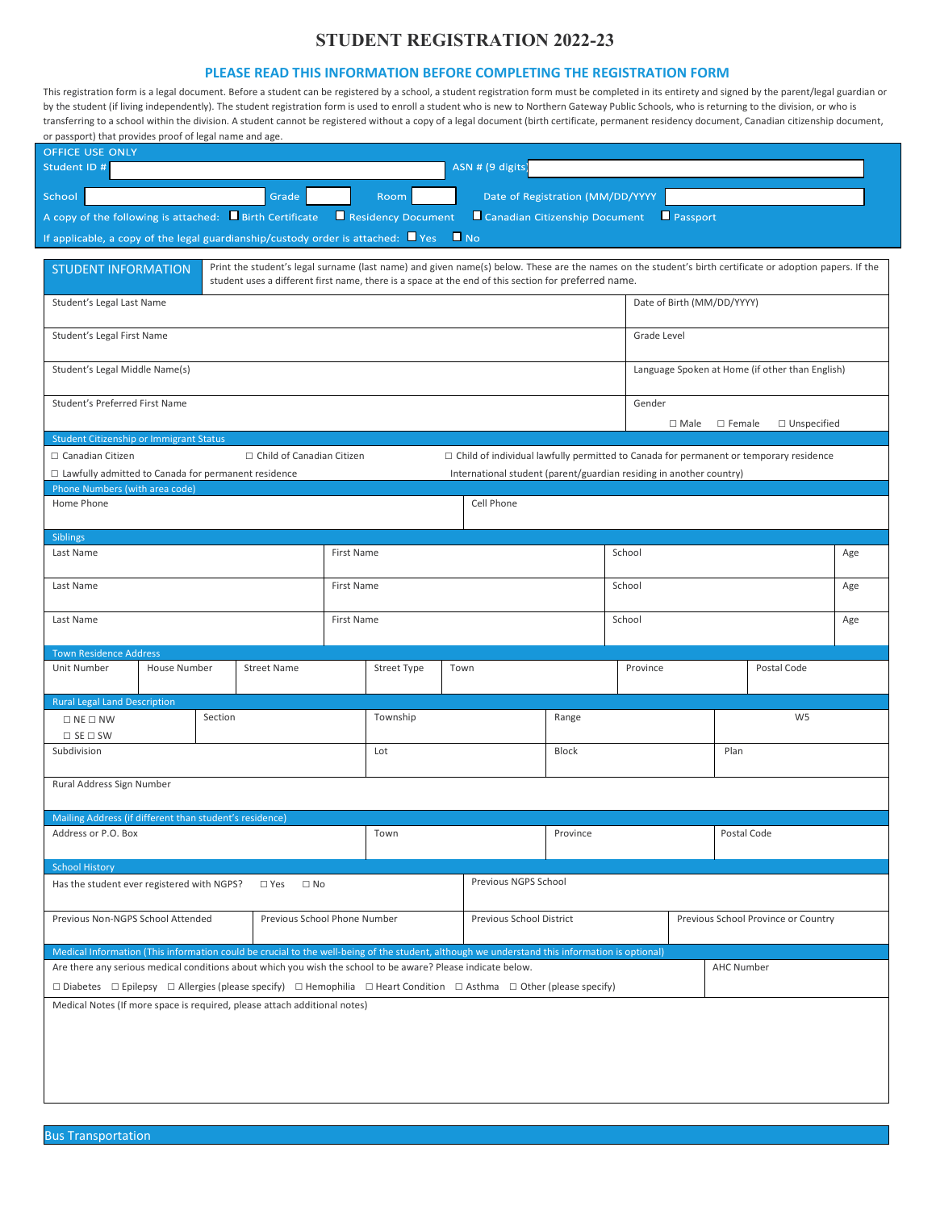# STUDENT REGISTRATION 2022-23

## PLEASE READ THIS INFORMATION BEFORE COMPLETING THE REGISTRATION FORM

This registration form is a legal document. Before a student can be registered by a school, a student registration form must be completed in its entirety and signed by the parent/legal guardian or by the student (if living independently). The student registration form is used to enroll a student who is new to Northern Gateway Public Schools, who is returning to the division, or who is transferring to a school within the division. A student cannot be registered without a copy of a legal document (birth certificate, permanent residency document, Canadian citizenship document, or passport) that provides proof of legal name and age.

| OFFICE USE ONLY | | | |
|---|---|---|---|
| Student ID # | | ASN # (9 digits | |
| School | Grade | Room | Date of Registration (MM/DD/YYYY |

A copy of the following is attached: ☐ Birth Certificate ☐ Residency Document ☐ Canadian Citizenship Document ☐ Passport

If applicable, a copy of the legal guardianship/custody order is attached: ☐ Yes ☐ No

## STUDENT INFORMATION

Print the student's legal surname (last name) and given name(s) below. These are the names on the student's birth certificate or adoption papers. If the student uses a different first name, there is a space at the end of this section for preferred name.

| | |
|---|---|
| Student's Legal Last Name | Date of Birth (MM/DD/YYYY) |
| Student's Legal First Name | Grade Level |
| Student's Legal Middle Name(s) | Language Spoken at Home (if other than English) |
| Student's Preferred First Name | Gender ☐ Male ☐ Female ☐ Unspecified |

**Student Citizenship or Immigrant Status**

☐ Canadian Citizen ☐ Child of Canadian Citizen ☐ Child of individual lawfully permitted to Canada for permanent or temporary residence

☐ Lawfully admitted to Canada for permanent residence International student (parent/guardian residing in another country)

**Phone Numbers (with area code)**

| Home Phone | Cell Phone |
|---|---|

**Siblings**

| Last Name | First Name | School | Age |
|---|---|---|---|
| Last Name | First Name | School | Age |
| Last Name | First Name | School | Age |

**Town Residence Address**

| Unit Number | House Number | Street Name | Street Type | Town | Province | Postal Code |
|---|---|---|---|---|---|---|

**Rural Legal Land Description**

| ☐ NE ☐ NW ☐ SE ☐ SW | Section | Township | Range | W5 |
|---|---|---|---|---|
| Subdivision | | Lot | Block | Plan |
| Rural Address Sign Number | | | | |

**Mailing Address (if different than student's residence)**

| Address or P.O. Box | Town | Province | Postal Code |
|---|---|---|---|

**School History**

| | | | |
|---|---|---|---|
| Has the student ever registered with NGPS? ☐ Yes ☐ No | | Previous NGPS School | |
| Previous Non-NGPS School Attended | Previous School Phone Number | Previous School District | Previous School Province or Country |

**Medical Information (This information could be crucial to the well-being of the student, although we understand this information is optional)**

| | |
|---|---|
| Are there any serious medical conditions about which you wish the school to be aware? Please indicate below. ☐ Diabetes ☐ Epilepsy ☐ Allergies (please specify) ☐ Hemophilia ☐ Heart Condition ☐ Asthma ☐ Other (please specify) | AHC Number |

Medical Notes (If more space is required, please attach additional notes)

**Bus Transportation**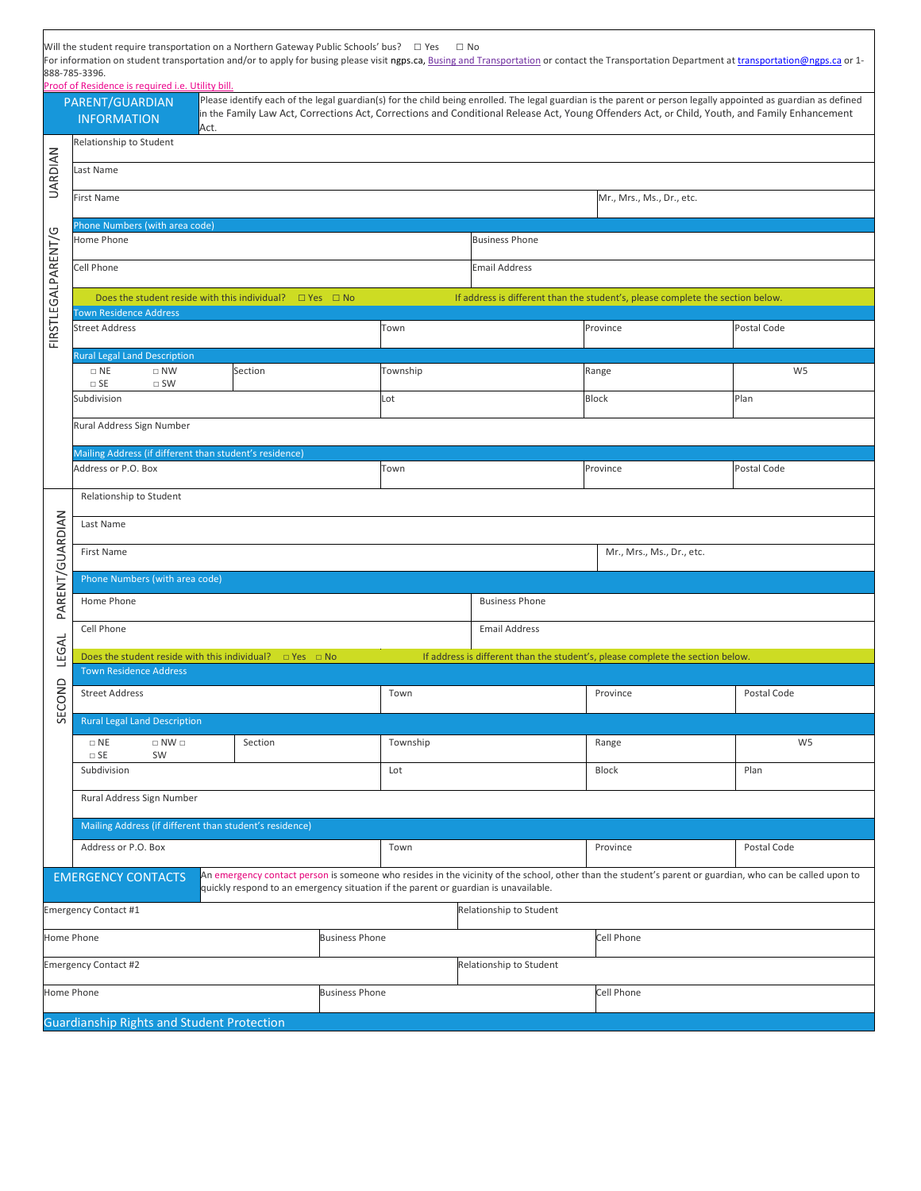Will the student require transportation on a Northern Gateway Public Schools' bus? ☐ Yes ☐ No

For information on student transportation and/or to apply for busing please visit ngps.ca, Busing and Transportation or contact the Transportation Department at transportation@ngps.ca or 1-888-785-3396.

Proof of Residence is required i.e. Utility bill.

## PARENT/GUARDIAN INFORMATION

Please identify each of the legal guardian(s) for the child being enrolled. The legal guardian is the parent or person legally appointed as guardian as defined in the Family Law Act, Corrections Act, Corrections and Conditional Release Act, Young Offenders Act, or Child, Youth, and Family Enhancement Act.

### FIRST LEGAL PARENT/GUARDIAN

| | | | |
|---|---|---|---|
| Relationship to Student | | | |
| Last Name | | | |
| First Name | | Mr., Mrs., Ms., Dr., etc. | |
| **Phone Numbers (with area code)** | | | |
| Home Phone | | Business Phone | |
| Cell Phone | | Email Address | |
| Does the student reside with this individual? ☐ Yes ☐ No | | If address is different than the student's, please complete the section below. | |
| **Town Residence Address** | | | |
| Street Address | Town | Province | Postal Code |
| **Rural Legal Land Description** | | | |
| ☐ NE ☐ NW ☐ SE ☐ SW Section | Township | Range | W5 |
| Subdivision | Lot | Block | Plan |
| Rural Address Sign Number | | | |
| **Mailing Address (if different than student's residence)** | | | |
| Address or P.O. Box | Town | Province | Postal Code |

### SECOND LEGAL PARENT/GUARDIAN

| | | | |
|---|---|---|---|
| Relationship to Student | | | |
| Last Name | | | |
| First Name | | Mr., Mrs., Ms., Dr., etc. | |
| **Phone Numbers (with area code)** | | | |
| Home Phone | | Business Phone | |
| Cell Phone | | Email Address | |
| Does the student reside with this individual? ☐ Yes ☐ No | | If address is different than the student's, please complete the section below. | |
| **Town Residence Address** | | | |
| Street Address | Town | Province | Postal Code |
| **Rural Legal Land Description** | | | |
| ☐ NE ☐ NW ☐ SE ☐ SW Section | Township | Range | W5 |
| Subdivision | Lot | Block | Plan |
| Rural Address Sign Number | | | |
| **Mailing Address (if different than student's residence)** | | | |
| Address or P.O. Box | Town | Province | Postal Code |

## EMERGENCY CONTACTS

An emergency contact person is someone who resides in the vicinity of the school, other than the student's parent or guardian, who can be called upon to quickly respond to an emergency situation if the parent or guardian is unavailable.

| | | |
|---|---|---|
| Emergency Contact #1 | Relationship to Student | |
| Home Phone | Business Phone | Cell Phone |
| Emergency Contact #2 | Relationship to Student | |
| Home Phone | Business Phone | Cell Phone |

## Guardianship Rights and Student Protection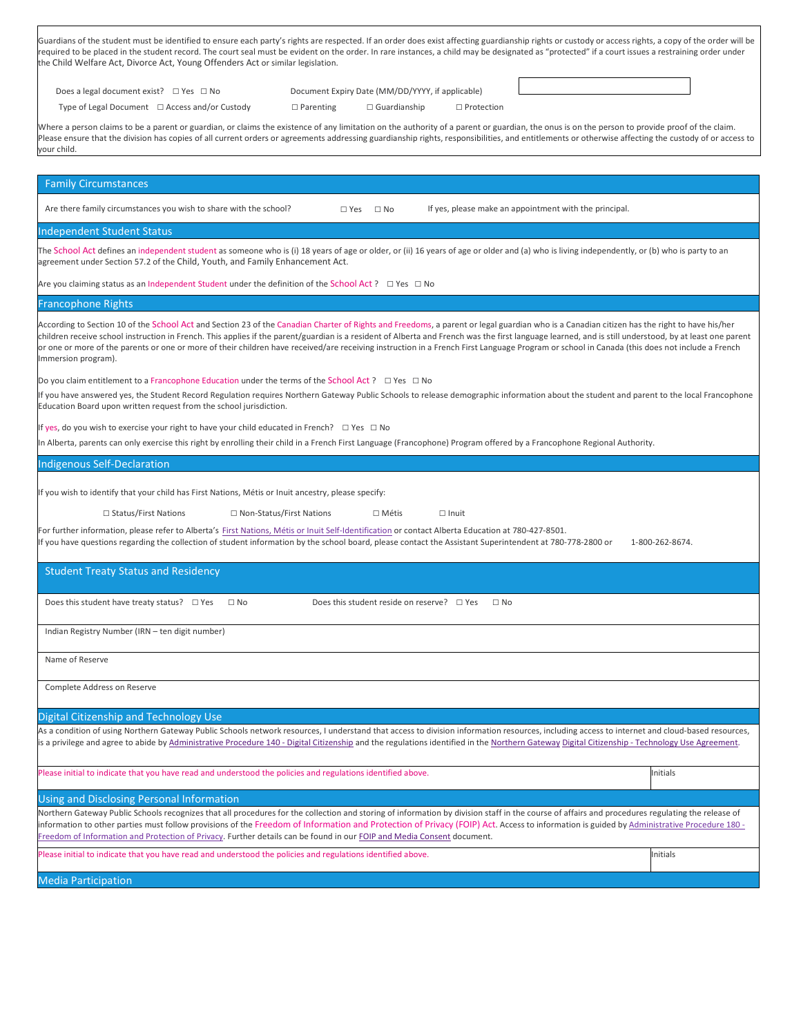Guardians of the student must be identified to ensure each party's rights are respected. If an order does exist affecting guardianship rights or custody or access rights, a copy of the order will be required to be placed in the student record. The court seal must be evident on the order. In rare instances, a child may be designated as "protected" if a court issues a restraining order under the Child Welfare Act, Divorce Act, Young Offenders Act or similar legislation.

Does a legal document exist? ☐ Yes ☐ No    Document Expiry Date (MM/DD/YYYY, if applicable)

Type of Legal Document ☐ Access and/or Custody ☐ Parenting ☐ Guardianship ☐ Protection

Where a person claims to be a parent or guardian, or claims the existence of any limitation on the authority of a parent or guardian, the onus is on the person to provide proof of the claim. Please ensure that the division has copies of all current orders or agreements addressing guardianship rights, responsibilities, and entitlements or otherwise affecting the custody of or access to your child.

## Family Circumstances

Are there family circumstances you wish to share with the school? ☐ Yes ☐ No    If yes, please make an appointment with the principal.

## Independent Student Status

The School Act defines an independent student as someone who is (i) 18 years of age or older, or (ii) 16 years of age or older and (a) who is living independently, or (b) who is party to an agreement under Section 57.2 of the Child, Youth, and Family Enhancement Act.

Are you claiming status as an Independent Student under the definition of the School Act ? ☐ Yes ☐ No

## Francophone Rights

According to Section 10 of the School Act and Section 23 of the Canadian Charter of Rights and Freedoms, a parent or legal guardian who is a Canadian citizen has the right to have his/her children receive school instruction in French. This applies if the parent/guardian is a resident of Alberta and French was the first language learned, and is still understood, by at least one parent or one or more of the parents or one or more of their children have received/are receiving instruction in a French First Language Program or school in Canada (this does not include a French Immersion program).

Do you claim entitlement to a Francophone Education under the terms of the School Act ? ☐ Yes ☐ No

If you have answered yes, the Student Record Regulation requires Northern Gateway Public Schools to release demographic information about the student and parent to the local Francophone Education Board upon written request from the school jurisdiction.

If yes, do you wish to exercise your right to have your child educated in French? ☐ Yes ☐ No

In Alberta, parents can only exercise this right by enrolling their child in a French First Language (Francophone) Program offered by a Francophone Regional Authority.

## Indigenous Self-Declaration

If you wish to identify that your child has First Nations, Métis or Inuit ancestry, please specify:

☐ Status/First Nations ☐ Non-Status/First Nations ☐ Métis ☐ Inuit

For further information, please refer to Alberta's First Nations, Métis or Inuit Self-Identification or contact Alberta Education at 780-427-8501.
If you have questions regarding the collection of student information by the school board, please contact the Assistant Superintendent at 780-778-2800 or 1-800-262-8674.

## Student Treaty Status and Residency

Does this student have treaty status? ☐ Yes ☐ No    Does this student reside on reserve? ☐ Yes ☐ No

Indian Registry Number (IRN – ten digit number)

Name of Reserve

Complete Address on Reserve

## Digital Citizenship and Technology Use

As a condition of using Northern Gateway Public Schools network resources, I understand that access to division information resources, including access to internet and cloud-based resources, is a privilege and agree to abide by Administrative Procedure 140 - Digital Citizenship and the regulations identified in the Northern Gateway Digital Citizenship - Technology Use Agreement.

| Please initial to indicate that you have read and understood the policies and regulations identified above. | Initials |
|---|---|

## Using and Disclosing Personal Information

Northern Gateway Public Schools recognizes that all procedures for the collection and storing of information by division staff in the course of affairs and procedures regulating the release of information to other parties must follow provisions of the Freedom of Information and Protection of Privacy (FOIP) Act. Access to information is guided by Administrative Procedure 180 - Freedom of Information and Protection of Privacy. Further details can be found in our FOIP and Media Consent document.

| Please initial to indicate that you have read and understood the policies and regulations identified above. | Initials |
|---|---|

## Media Participation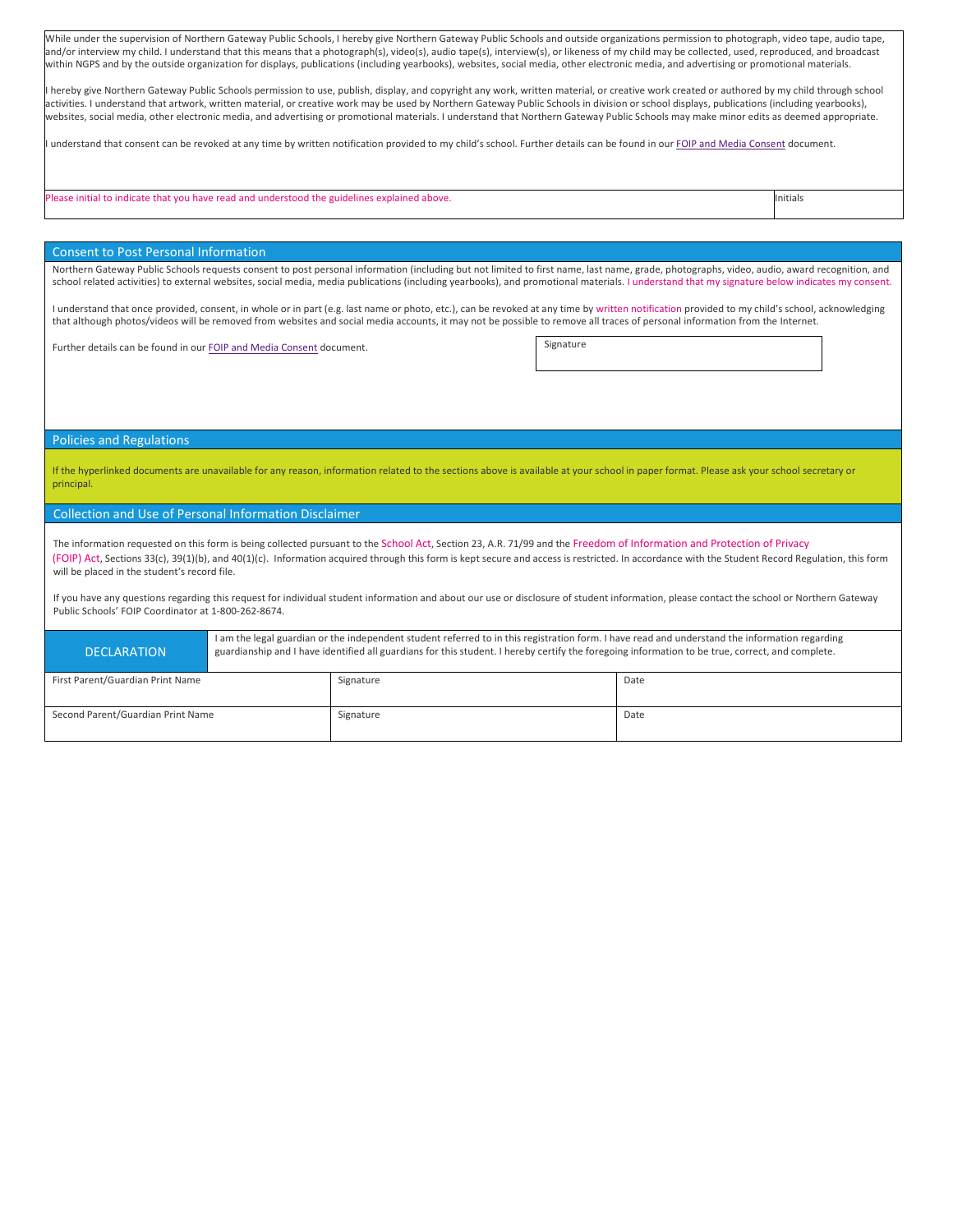While under the supervision of Northern Gateway Public Schools, I hereby give Northern Gateway Public Schools and outside organizations permission to photograph, video tape, audio tape, and/or interview my child. I understand that this means that a photograph(s), video(s), audio tape(s), interview(s), or likeness of my child may be collected, used, reproduced, and broadcast within NGPS and by the outside organization for displays, publications (including yearbooks), websites, social media, other electronic media, and advertising or promotional materials.

I hereby give Northern Gateway Public Schools permission to use, publish, display, and copyright any work, written material, or creative work created or authored by my child through school activities. I understand that artwork, written material, or creative work may be used by Northern Gateway Public Schools in division or school displays, publications (including yearbooks), websites, social media, other electronic media, and advertising or promotional materials. I understand that Northern Gateway Public Schools may make minor edits as deemed appropriate.

I understand that consent can be revoked at any time by written notification provided to my child's school. Further details can be found in our FOIP and Media Consent document.

| | |
|---|---|
| Please initial to indicate that you have read and understood the guidelines explained above. | Initials |

## Consent to Post Personal Information

Northern Gateway Public Schools requests consent to post personal information (including but not limited to first name, last name, grade, photographs, video, audio, award recognition, and school related activities) to external websites, social media, media publications (including yearbooks), and promotional materials. I understand that my signature below indicates my consent.

I understand that once provided, consent, in whole or in part (e.g. last name or photo, etc.), can be revoked at any time by written notification provided to my child's school, acknowledging that although photos/videos will be removed from websites and social media accounts, it may not be possible to remove all traces of personal information from the Internet.

Further details can be found in our FOIP and Media Consent document.

Signature

## Policies and Regulations

If the hyperlinked documents are unavailable for any reason, information related to the sections above is available at your school in paper format. Please ask your school secretary or principal.

## Collection and Use of Personal Information Disclaimer

The information requested on this form is being collected pursuant to the School Act, Section 23, A.R. 71/99 and the Freedom of Information and Protection of Privacy (FOIP) Act, Sections 33(c), 39(1)(b), and 40(1)(c). Information acquired through this form is kept secure and access is restricted. In accordance with the Student Record Regulation, this form will be placed in the student's record file.

If you have any questions regarding this request for individual student information and about our use or disclosure of student information, please contact the school or Northern Gateway Public Schools' FOIP Coordinator at 1-800-262-8674.

| | | |
|---|---|---|
| DECLARATION | I am the legal guardian or the independent student referred to in this registration form. I have read and understand the information regarding guardianship and I have identified all guardians for this student. I hereby certify the foregoing information to be true, correct, and complete. | |
| First Parent/Guardian Print Name | Signature | Date |
| Second Parent/Guardian Print Name | Signature | Date |